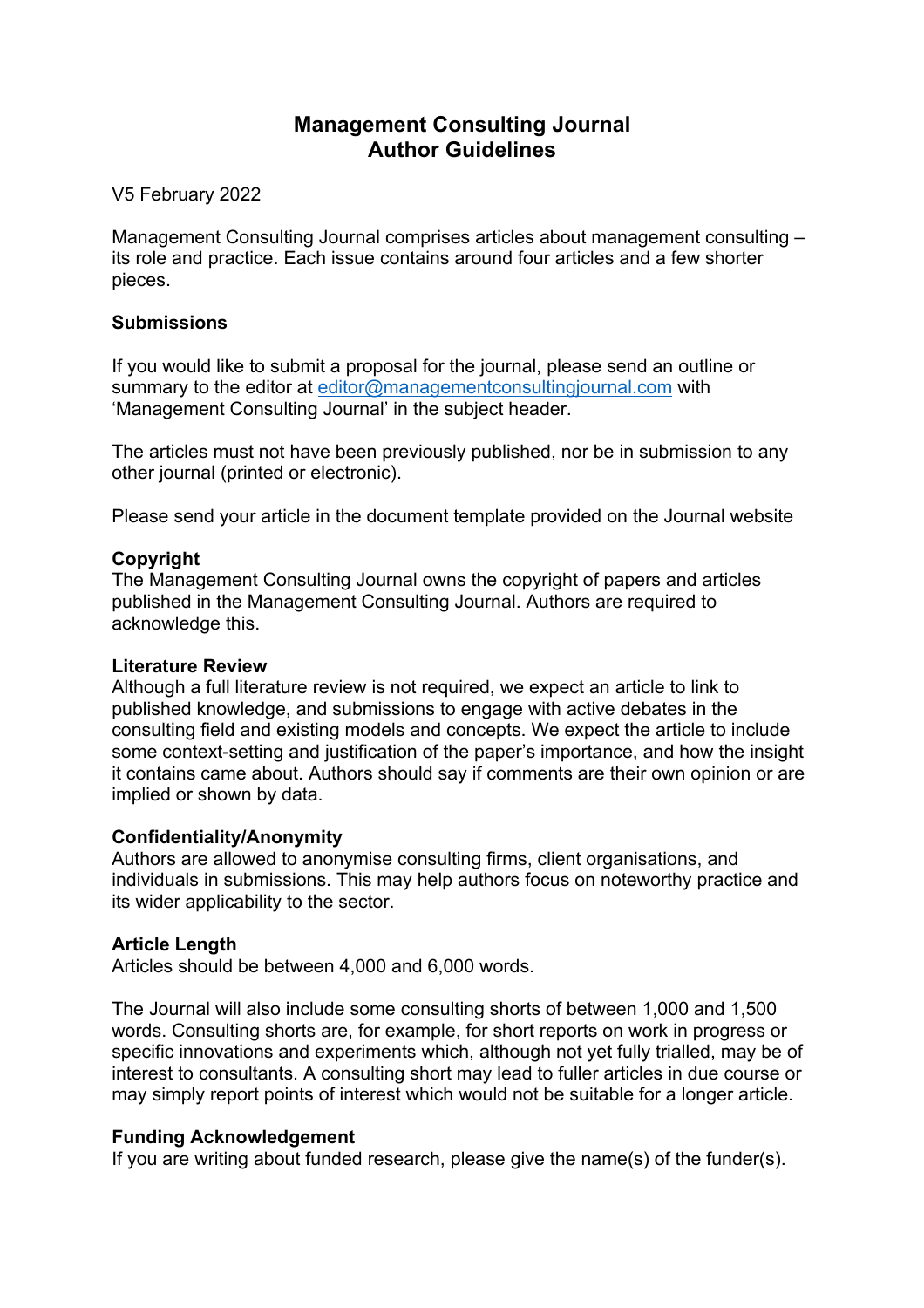# Management Consulting Journal
# Author Guidelines

V5 February 2022

Management Consulting Journal comprises articles about management consulting – its role and practice. Each issue contains around four articles and a few shorter pieces.

## Submissions

If you would like to submit a proposal for the journal, please send an outline or summary to the editor at [editor@managementconsultingjournal.com](mailto:editor@managementconsultingjournal.com) with 'Management Consulting Journal' in the subject header.

The articles must not have been previously published, nor be in submission to any other journal (printed or electronic).

Please send your article in the document template provided on the Journal website

## Copyright

The Management Consulting Journal owns the copyright of papers and articles published in the Management Consulting Journal. Authors are required to acknowledge this.

## Literature Review

Although a full literature review is not required, we expect an article to link to published knowledge, and submissions to engage with active debates in the consulting field and existing models and concepts. We expect the article to include some context-setting and justification of the paper's importance, and how the insight it contains came about. Authors should say if comments are their own opinion or are implied or shown by data.

## Confidentiality/Anonymity

Authors are allowed to anonymise consulting firms, client organisations, and individuals in submissions. This may help authors focus on noteworthy practice and its wider applicability to the sector.

## Article Length

Articles should be between 4,000 and 6,000 words.

The Journal will also include some consulting shorts of between 1,000 and 1,500 words. Consulting shorts are, for example, for short reports on work in progress or specific innovations and experiments which, although not yet fully trialled, may be of interest to consultants. A consulting short may lead to fuller articles in due course or may simply report points of interest which would not be suitable for a longer article.

## Funding Acknowledgement

If you are writing about funded research, please give the name(s) of the funder(s).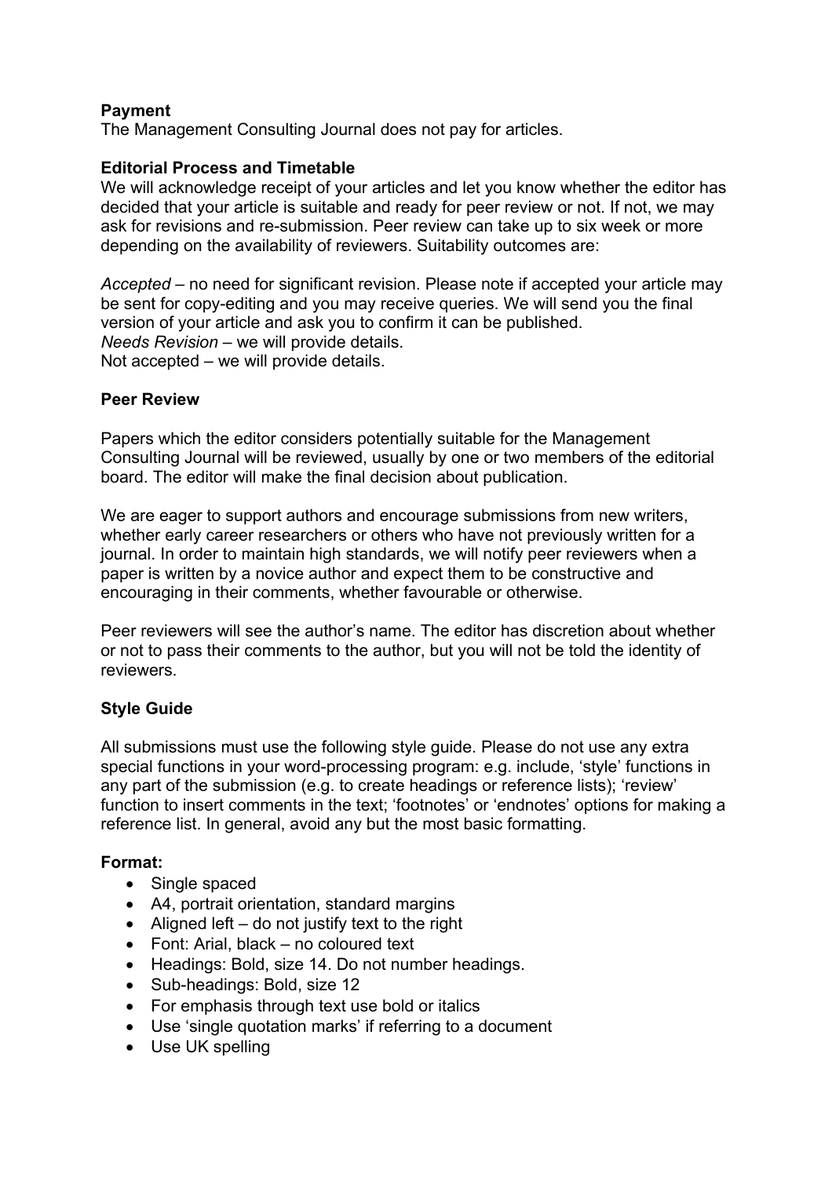**Payment**

The Management Consulting Journal does not pay for articles.

**Editorial Process and Timetable**

We will acknowledge receipt of your articles and let you know whether the editor has decided that your article is suitable and ready for peer review or not. If not, we may ask for revisions and re-submission. Peer review can take up to six week or more depending on the availability of reviewers. Suitability outcomes are:

*Accepted* – no need for significant revision. Please note if accepted your article may be sent for copy-editing and you may receive queries. We will send you the final version of your article and ask you to confirm it can be published.
*Needs Revision* – we will provide details.
Not accepted – we will provide details.

**Peer Review**

Papers which the editor considers potentially suitable for the Management Consulting Journal will be reviewed, usually by one or two members of the editorial board. The editor will make the final decision about publication.

We are eager to support authors and encourage submissions from new writers, whether early career researchers or others who have not previously written for a journal. In order to maintain high standards, we will notify peer reviewers when a paper is written by a novice author and expect them to be constructive and encouraging in their comments, whether favourable or otherwise.

Peer reviewers will see the author's name. The editor has discretion about whether or not to pass their comments to the author, but you will not be told the identity of reviewers.

**Style Guide**

All submissions must use the following style guide. Please do not use any extra special functions in your word-processing program: e.g. include, 'style' functions in any part of the submission (e.g. to create headings or reference lists); 'review' function to insert comments in the text; 'footnotes' or 'endnotes' options for making a reference list. In general, avoid any but the most basic formatting.

**Format:**

- Single spaced
- A4, portrait orientation, standard margins
- Aligned left – do not justify text to the right
- Font: Arial, black – no coloured text
- Headings: Bold, size 14. Do not number headings.
- Sub-headings: Bold, size 12
- For emphasis through text use bold or italics
- Use 'single quotation marks' if referring to a document
- Use UK spelling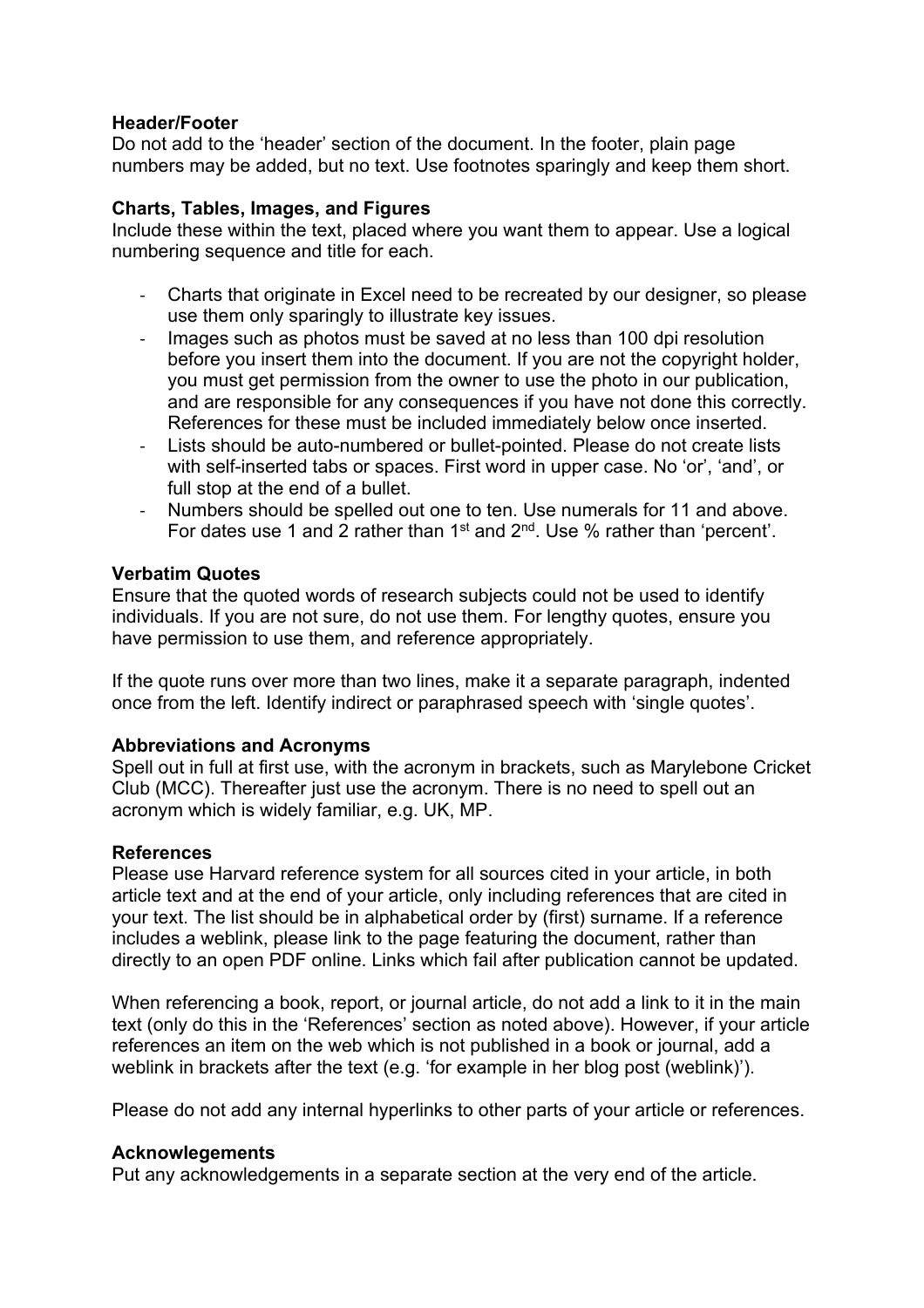**Header/Footer**

Do not add to the 'header' section of the document. In the footer, plain page numbers may be added, but no text. Use footnotes sparingly and keep them short.

**Charts, Tables, Images, and Figures**

Include these within the text, placed where you want them to appear. Use a logical numbering sequence and title for each.

- Charts that originate in Excel need to be recreated by our designer, so please use them only sparingly to illustrate key issues.
- Images such as photos must be saved at no less than 100 dpi resolution before you insert them into the document. If you are not the copyright holder, you must get permission from the owner to use the photo in our publication, and are responsible for any consequences if you have not done this correctly. References for these must be included immediately below once inserted.
- Lists should be auto-numbered or bullet-pointed. Please do not create lists with self-inserted tabs or spaces. First word in upper case. No 'or', 'and', or full stop at the end of a bullet.
- Numbers should be spelled out one to ten. Use numerals for 11 and above. For dates use 1 and 2 rather than 1st and 2nd. Use % rather than 'percent'.

**Verbatim Quotes**

Ensure that the quoted words of research subjects could not be used to identify individuals. If you are not sure, do not use them. For lengthy quotes, ensure you have permission to use them, and reference appropriately.

If the quote runs over more than two lines, make it a separate paragraph, indented once from the left. Identify indirect or paraphrased speech with 'single quotes'.

**Abbreviations and Acronyms**

Spell out in full at first use, with the acronym in brackets, such as Marylebone Cricket Club (MCC). Thereafter just use the acronym. There is no need to spell out an acronym which is widely familiar, e.g. UK, MP.

**References**

Please use Harvard reference system for all sources cited in your article, in both article text and at the end of your article, only including references that are cited in your text. The list should be in alphabetical order by (first) surname. If a reference includes a weblink, please link to the page featuring the document, rather than directly to an open PDF online. Links which fail after publication cannot be updated.

When referencing a book, report, or journal article, do not add a link to it in the main text (only do this in the 'References' section as noted above). However, if your article references an item on the web which is not published in a book or journal, add a weblink in brackets after the text (e.g. 'for example in her blog post (weblink)').

Please do not add any internal hyperlinks to other parts of your article or references.

**Acknowlegements**

Put any acknowledgements in a separate section at the very end of the article.